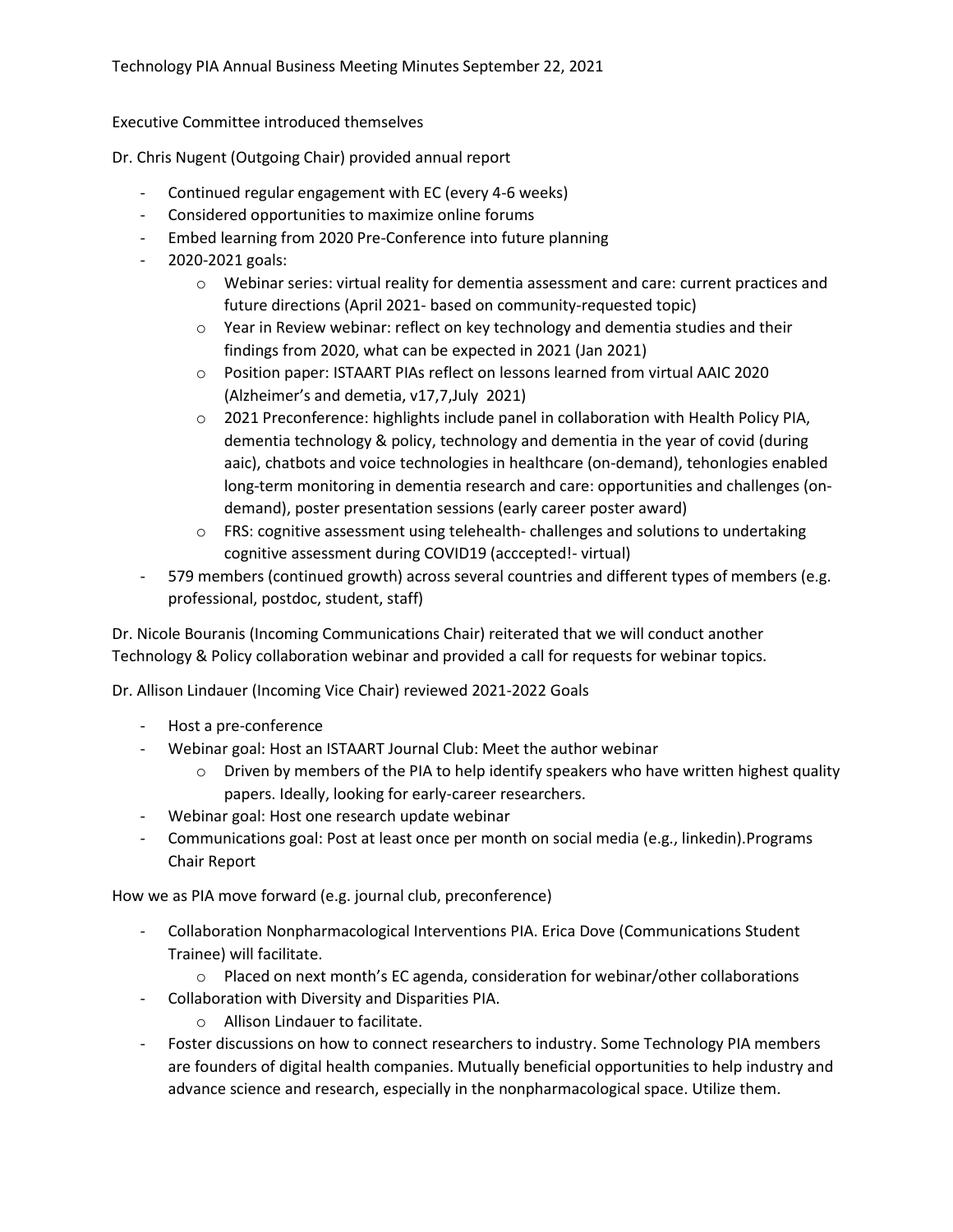# Technology PIA Annual Business Meeting Minutes September 22, 2021

Executive Committee introduced themselves

Dr. Chris Nugent (Outgoing Chair) provided annual report

- Continued regular engagement with EC (every 4-6 weeks)
- Considered opportunities to maximize online forums
- Embed learning from 2020 Pre-Conference into future planning
- 2020-2021 goals:
  - Webinar series: virtual reality for dementia assessment and care: current practices and future directions (April 2021- based on community-requested topic)
  - Year in Review webinar: reflect on key technology and dementia studies and their findings from 2020, what can be expected in 2021 (Jan 2021)
  - Position paper: ISTAART PIAs reflect on lessons learned from virtual AAIC 2020 (Alzheimer's and demetia, v17,7,July 2021)
  - 2021 Preconference: highlights include panel in collaboration with Health Policy PIA, dementia technology & policy, technology and dementia in the year of covid (during aaic), chatbots and voice technologies in healthcare (on-demand), tehonlogies enabled long-term monitoring in dementia research and care: opportunities and challenges (on-demand), poster presentation sessions (early career poster award)
  - FRS: cognitive assessment using telehealth- challenges and solutions to undertaking cognitive assessment during COVID19 (acccepted!- virtual)
- 579 members (continued growth) across several countries and different types of members (e.g. professional, postdoc, student, staff)

Dr. Nicole Bouranis (Incoming Communications Chair) reiterated that we will conduct another Technology & Policy collaboration webinar and provided a call for requests for webinar topics.

Dr. Allison Lindauer (Incoming Vice Chair) reviewed 2021-2022 Goals

- Host a pre-conference
- Webinar goal: Host an ISTAART Journal Club: Meet the author webinar
  - Driven by members of the PIA to help identify speakers who have written highest quality papers. Ideally, looking for early-career researchers.
- Webinar goal: Host one research update webinar
- Communications goal: Post at least once per month on social media (e.g., linkedin).Programs Chair Report

How we as PIA move forward (e.g. journal club, preconference)

- Collaboration Nonpharmacological Interventions PIA. Erica Dove (Communications Student Trainee) will facilitate.
  - Placed on next month's EC agenda, consideration for webinar/other collaborations
- Collaboration with Diversity and Disparities PIA.
  - Allison Lindauer to facilitate.
- Foster discussions on how to connect researchers to industry. Some Technology PIA members are founders of digital health companies. Mutually beneficial opportunities to help industry and advance science and research, especially in the nonpharmacological space. Utilize them.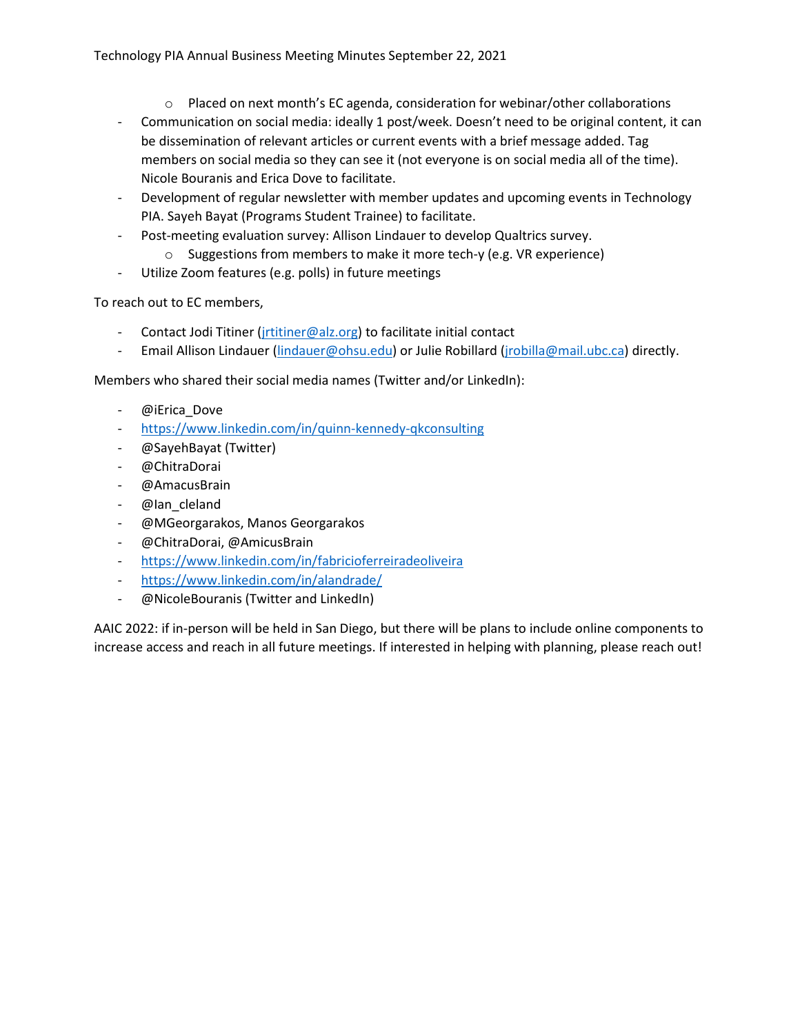- Placed on next month's EC agenda, consideration for webinar/other collaborations
- Communication on social media: ideally 1 post/week. Doesn't need to be original content, it can be dissemination of relevant articles or current events with a brief message added. Tag members on social media so they can see it (not everyone is on social media all of the time). Nicole Bouranis and Erica Dove to facilitate.
- Development of regular newsletter with member updates and upcoming events in Technology PIA. Sayeh Bayat (Programs Student Trainee) to facilitate.
- Post-meeting evaluation survey: Allison Lindauer to develop Qualtrics survey.
    - Suggestions from members to make it more tech-y (e.g. VR experience)
- Utilize Zoom features (e.g. polls) in future meetings

To reach out to EC members,

- Contact Jodi Titiner (jrtitiner@alz.org) to facilitate initial contact
- Email Allison Lindauer (lindauer@ohsu.edu) or Julie Robillard (jrobilla@mail.ubc.ca) directly.

Members who shared their social media names (Twitter and/or LinkedIn):

- @iErica_Dove
- https://www.linkedin.com/in/quinn-kennedy-qkconsulting
- @SayehBayat (Twitter)
- @ChitraDorai
- @AmacusBrain
- @Ian_cleland
- @MGeorgarakos, Manos Georgarakos
- @ChitraDorai, @AmicusBrain
- https://www.linkedin.com/in/fabricioferreiradeoliveira
- https://www.linkedin.com/in/alandrade/
- @NicoleBouranis (Twitter and LinkedIn)

AAIC 2022: if in-person will be held in San Diego, but there will be plans to include online components to increase access and reach in all future meetings. If interested in helping with planning, please reach out!